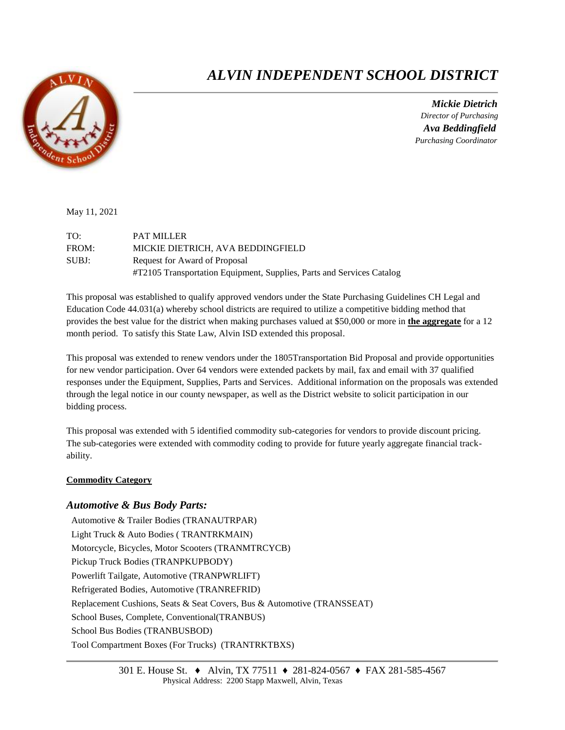# *ALVIN INDEPENDENT SCHOOL DISTRICT*

***Mickie Dietrich***
*Director of Purchasing*
***Ava Beddingfield***
*Purchasing Coordinator*

May 11, 2021

TO: PAT MILLER
FROM: MICKIE DIETRICH, AVA BEDDINGFIELD
SUBJ: Request for Award of Proposal
#T2105 Transportation Equipment, Supplies, Parts and Services Catalog

This proposal was established to qualify approved vendors under the State Purchasing Guidelines CH Legal and Education Code 44.031(a) whereby school districts are required to utilize a competitive bidding method that provides the best value for the district when making purchases valued at $50,000 or more in **the aggregate** for a 12 month period. To satisfy this State Law, Alvin ISD extended this proposal.

This proposal was extended to renew vendors under the 1805Transportation Bid Proposal and provide opportunities for new vendor participation. Over 64 vendors were extended packets by mail, fax and email with 37 qualified responses under the Equipment, Supplies, Parts and Services. Additional information on the proposals was extended through the legal notice in our county newspaper, as well as the District website to solicit participation in our bidding process.

This proposal was extended with 5 identified commodity sub-categories for vendors to provide discount pricing. The sub-categories were extended with commodity coding to provide for future yearly aggregate financial track-ability.

**Commodity Category**

### *Automotive & Bus Body Parts:*

Automotive & Trailer Bodies (TRANAUTRPAR)
Light Truck & Auto Bodies ( TRANTRKMAIN)
Motorcycle, Bicycles, Motor Scooters (TRANMTRCYCB)
Pickup Truck Bodies (TRANPKUPBODY)
Powerlift Tailgate, Automotive (TRANPWRLIFT)
Refrigerated Bodies, Automotive (TRANREFRID)
Replacement Cushions, Seats & Seat Covers, Bus & Automotive (TRANSSEAT)
School Buses, Complete, Conventional(TRANBUS)
School Bus Bodies (TRANBUSBOD)
Tool Compartment Boxes (For Trucks) (TRANTRKTBXS)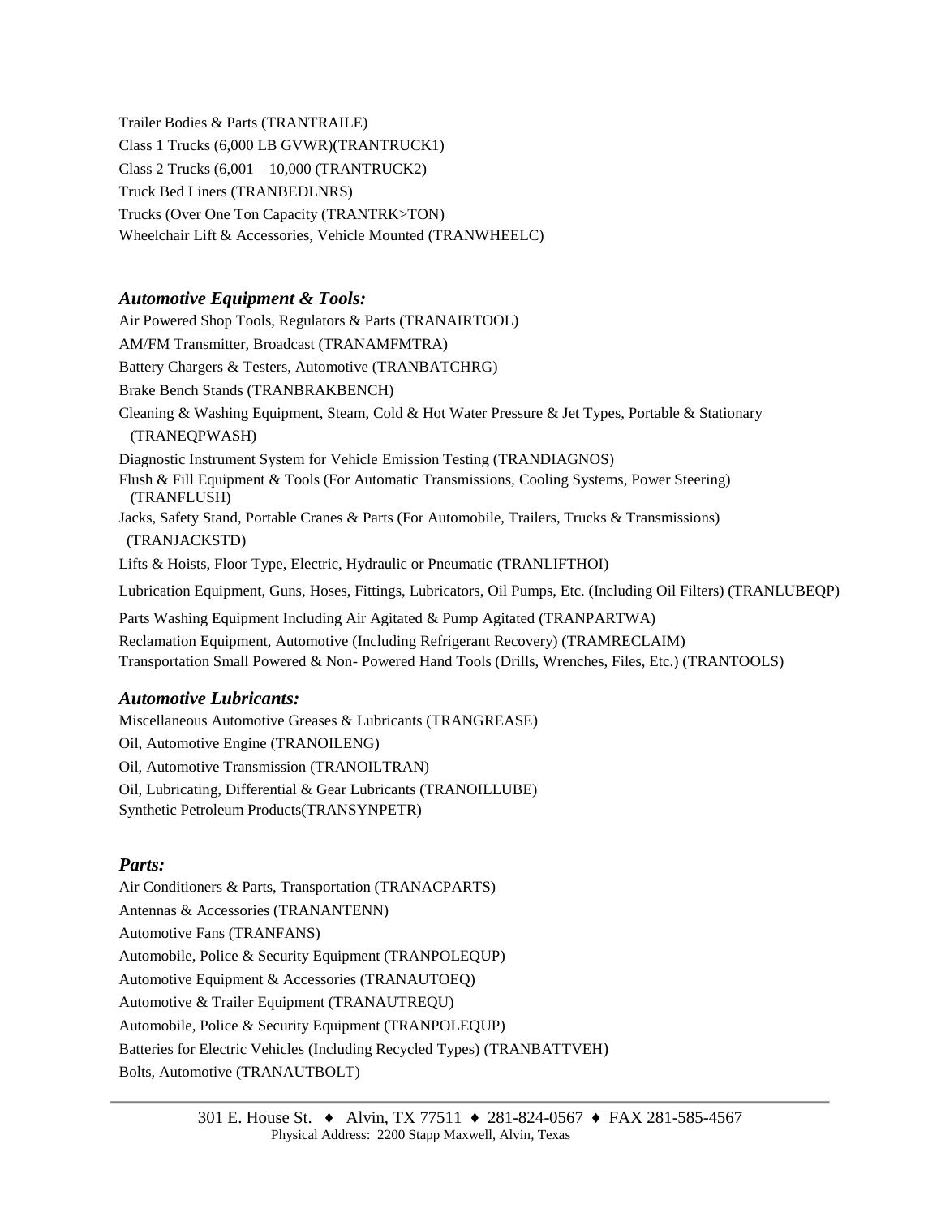Trailer Bodies & Parts (TRANTRAILE)
Class 1 Trucks (6,000 LB GVWR)(TRANTRUCK1)
Class 2 Trucks (6,001 – 10,000 (TRANTRUCK2)
Truck Bed Liners (TRANBEDLNRS)
Trucks (Over One Ton Capacity (TRANTRK>TON)
Wheelchair Lift & Accessories, Vehicle Mounted (TRANWHEELC)

### *Automotive Equipment & Tools:*

Air Powered Shop Tools, Regulators & Parts (TRANAIRTOOL)
AM/FM Transmitter, Broadcast (TRANAMFMTRA)
Battery Chargers & Testers, Automotive (TRANBATCHRG)
Brake Bench Stands (TRANBRAKBENCH)
Cleaning & Washing Equipment, Steam, Cold & Hot Water Pressure & Jet Types, Portable & Stationary (TRANEQPWASH)
Diagnostic Instrument System for Vehicle Emission Testing (TRANDIAGNOS)
Flush & Fill Equipment & Tools (For Automatic Transmissions, Cooling Systems, Power Steering) (TRANFLUSH)
Jacks, Safety Stand, Portable Cranes & Parts (For Automobile, Trailers, Trucks & Transmissions) (TRANJACKSTD)
Lifts & Hoists, Floor Type, Electric, Hydraulic or Pneumatic (TRANLIFTHOI)
Lubrication Equipment, Guns, Hoses, Fittings, Lubricators, Oil Pumps, Etc. (Including Oil Filters) (TRANLUBEQP)
Parts Washing Equipment Including Air Agitated & Pump Agitated (TRANPARTWA)
Reclamation Equipment, Automotive (Including Refrigerant Recovery) (TRAMRECLAIM)
Transportation Small Powered & Non- Powered Hand Tools (Drills, Wrenches, Files, Etc.) (TRANTOOLS)

### *Automotive Lubricants:*

Miscellaneous Automotive Greases & Lubricants (TRANGREASE)
Oil, Automotive Engine (TRANOILENG)
Oil, Automotive Transmission (TRANOILTRAN)
Oil, Lubricating, Differential & Gear Lubricants (TRANOILLUBE)
Synthetic Petroleum Products(TRANSYNPETR)

### *Parts:*

Air Conditioners & Parts, Transportation (TRANACPARTS)
Antennas & Accessories (TRANANTENN)
Automotive Fans (TRANFANS)
Automobile, Police & Security Equipment (TRANPOLEQUP)
Automotive Equipment & Accessories (TRANAUTOEQ)
Automotive & Trailer Equipment (TRANAUTREQU)
Automobile, Police & Security Equipment (TRANPOLEQUP)
Batteries for Electric Vehicles (Including Recycled Types) (TRANBATTVEH)
Bolts, Automotive (TRANAUTBOLT)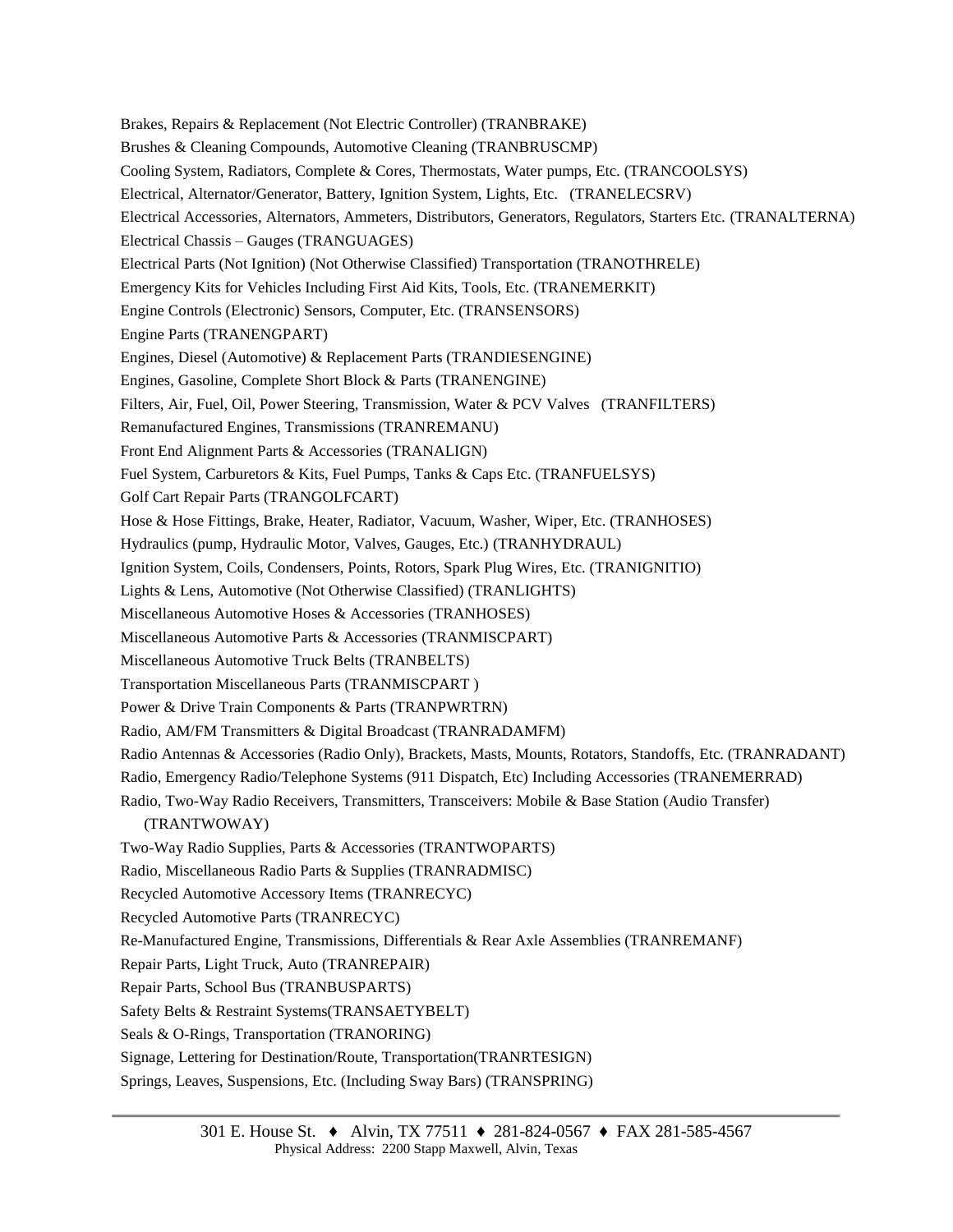Brakes, Repairs & Replacement (Not Electric Controller) (TRANBRAKE)

Brushes & Cleaning Compounds, Automotive Cleaning (TRANBRUSCMP)

Cooling System, Radiators, Complete & Cores, Thermostats, Water pumps, Etc. (TRANCOOLSYS)

Electrical, Alternator/Generator, Battery, Ignition System, Lights, Etc. (TRANELECSRV)

Electrical Accessories, Alternators, Ammeters, Distributors, Generators, Regulators, Starters Etc. (TRANALTERNA)

Electrical Chassis – Gauges (TRANGUAGES)

Electrical Parts (Not Ignition) (Not Otherwise Classified) Transportation (TRANOTHRELE)

Emergency Kits for Vehicles Including First Aid Kits, Tools, Etc. (TRANEMERKIT)

Engine Controls (Electronic) Sensors, Computer, Etc. (TRANSENSORS)

Engine Parts (TRANENGPART)

Engines, Diesel (Automotive) & Replacement Parts (TRANDIESENGINE)

Engines, Gasoline, Complete Short Block & Parts (TRANENGINE)

Filters, Air, Fuel, Oil, Power Steering, Transmission, Water & PCV Valves (TRANFILTERS)

Remanufactured Engines, Transmissions (TRANREMANU)

Front End Alignment Parts & Accessories (TRANALIGN)

Fuel System, Carburetors & Kits, Fuel Pumps, Tanks & Caps Etc. (TRANFUELSYS)

Golf Cart Repair Parts (TRANGOLFCART)

Hose & Hose Fittings, Brake, Heater, Radiator, Vacuum, Washer, Wiper, Etc. (TRANHOSES)

Hydraulics (pump, Hydraulic Motor, Valves, Gauges, Etc.) (TRANHYDRAUL)

Ignition System, Coils, Condensers, Points, Rotors, Spark Plug Wires, Etc. (TRANIGNITIO)

Lights & Lens, Automotive (Not Otherwise Classified) (TRANLIGHTS)

Miscellaneous Automotive Hoses & Accessories (TRANHOSES)

Miscellaneous Automotive Parts & Accessories (TRANMISCPART)

Miscellaneous Automotive Truck Belts (TRANBELTS)

Transportation Miscellaneous Parts (TRANMISCPART )

Power & Drive Train Components & Parts (TRANPWRTRN)

Radio, AM/FM Transmitters & Digital Broadcast (TRANRADAMFM)

Radio Antennas & Accessories (Radio Only), Brackets, Masts, Mounts, Rotators, Standoffs, Etc. (TRANRADANT)

Radio, Emergency Radio/Telephone Systems (911 Dispatch, Etc) Including Accessories (TRANEMERRAD)

Radio, Two-Way Radio Receivers, Transmitters, Transceivers: Mobile & Base Station (Audio Transfer) (TRANTWOWAY)

Two-Way Radio Supplies, Parts & Accessories (TRANTWOPARTS)

Radio, Miscellaneous Radio Parts & Supplies (TRANRADMISC)

Recycled Automotive Accessory Items (TRANRECYC)

Recycled Automotive Parts (TRANRECYC)

Re-Manufactured Engine, Transmissions, Differentials & Rear Axle Assemblies (TRANREMANF)

Repair Parts, Light Truck, Auto (TRANREPAIR)

Repair Parts, School Bus (TRANBUSPARTS)

Safety Belts & Restraint Systems(TRANSAETYBELT)

Seals & O-Rings, Transportation (TRANORING)

Signage, Lettering for Destination/Route, Transportation(TRANRTESIGN)

Springs, Leaves, Suspensions, Etc. (Including Sway Bars) (TRANSPRING)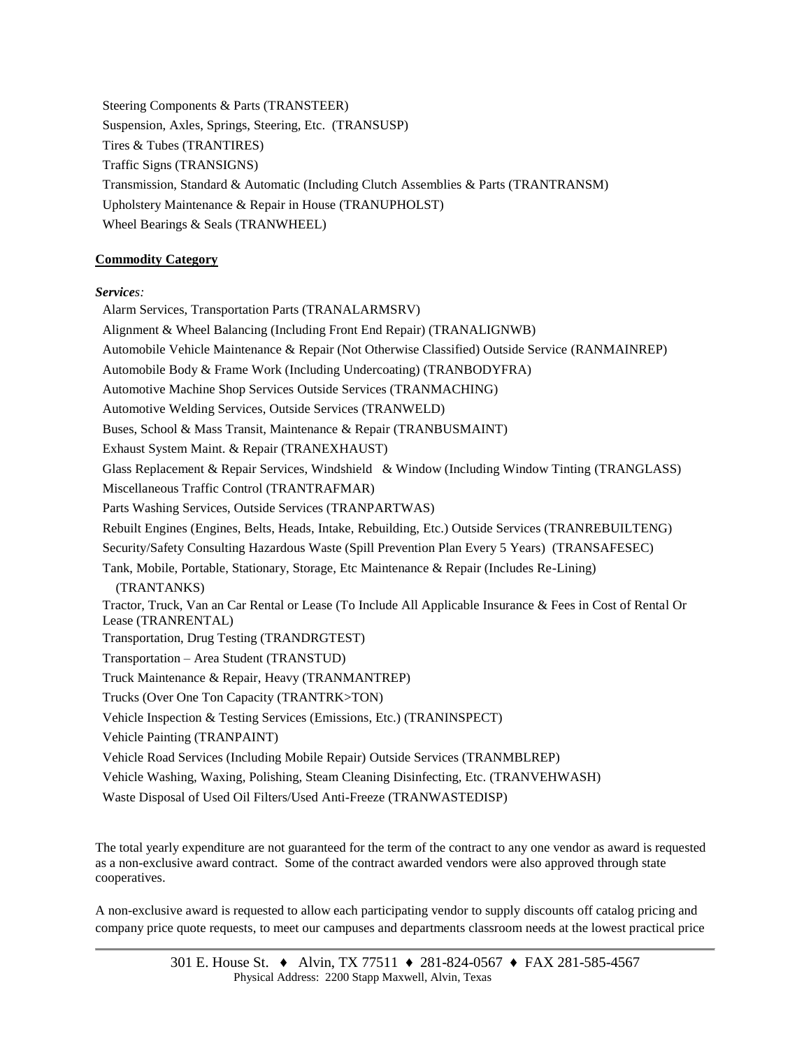Steering Components & Parts (TRANSTEER)
Suspension, Axles, Springs, Steering, Etc. (TRANSUSP)
Tires & Tubes (TRANTIRES)
Traffic Signs (TRANSIGNS)
Transmission, Standard & Automatic (Including Clutch Assemblies & Parts (TRANTRANSM)
Upholstery Maintenance & Repair in House (TRANUPHOLST)
Wheel Bearings & Seals (TRANWHEEL)

**Commodity Category**

***Services:***

Alarm Services, Transportation Parts (TRANALARMSRV)
Alignment & Wheel Balancing (Including Front End Repair) (TRANALIGNWB)
Automobile Vehicle Maintenance & Repair (Not Otherwise Classified) Outside Service (RANMAINREP)
Automobile Body & Frame Work (Including Undercoating) (TRANBODYFRA)
Automotive Machine Shop Services Outside Services (TRANMACHING)
Automotive Welding Services, Outside Services (TRANWELD)
Buses, School & Mass Transit, Maintenance & Repair (TRANBUSMAINT)
Exhaust System Maint. & Repair (TRANEXHAUST)
Glass Replacement & Repair Services, Windshield & Window (Including Window Tinting (TRANGLASS)
Miscellaneous Traffic Control (TRANTRAFMAR)
Parts Washing Services, Outside Services (TRANPARTWAS)
Rebuilt Engines (Engines, Belts, Heads, Intake, Rebuilding, Etc.) Outside Services (TRANREBUILTENG)
Security/Safety Consulting Hazardous Waste (Spill Prevention Plan Every 5 Years) (TRANSAFESEC)
Tank, Mobile, Portable, Stationary, Storage, Etc Maintenance & Repair (Includes Re-Lining) (TRANTANKS)
Tractor, Truck, Van an Car Rental or Lease (To Include All Applicable Insurance & Fees in Cost of Rental Or Lease (TRANRENTAL)
Transportation, Drug Testing (TRANDRGTEST)
Transportation – Area Student (TRANSTUD)
Truck Maintenance & Repair, Heavy (TRANMANTREP)
Trucks (Over One Ton Capacity (TRANTRK>TON)
Vehicle Inspection & Testing Services (Emissions, Etc.) (TRANINSPECT)
Vehicle Painting (TRANPAINT)
Vehicle Road Services (Including Mobile Repair) Outside Services (TRANMBLREP)
Vehicle Washing, Waxing, Polishing, Steam Cleaning Disinfecting, Etc. (TRANVEHWASH)
Waste Disposal of Used Oil Filters/Used Anti-Freeze (TRANWASTEDISP)

The total yearly expenditure are not guaranteed for the term of the contract to any one vendor as award is requested as a non-exclusive award contract. Some of the contract awarded vendors were also approved through state cooperatives.

A non-exclusive award is requested to allow each participating vendor to supply discounts off catalog pricing and company price quote requests, to meet our campuses and departments classroom needs at the lowest practical price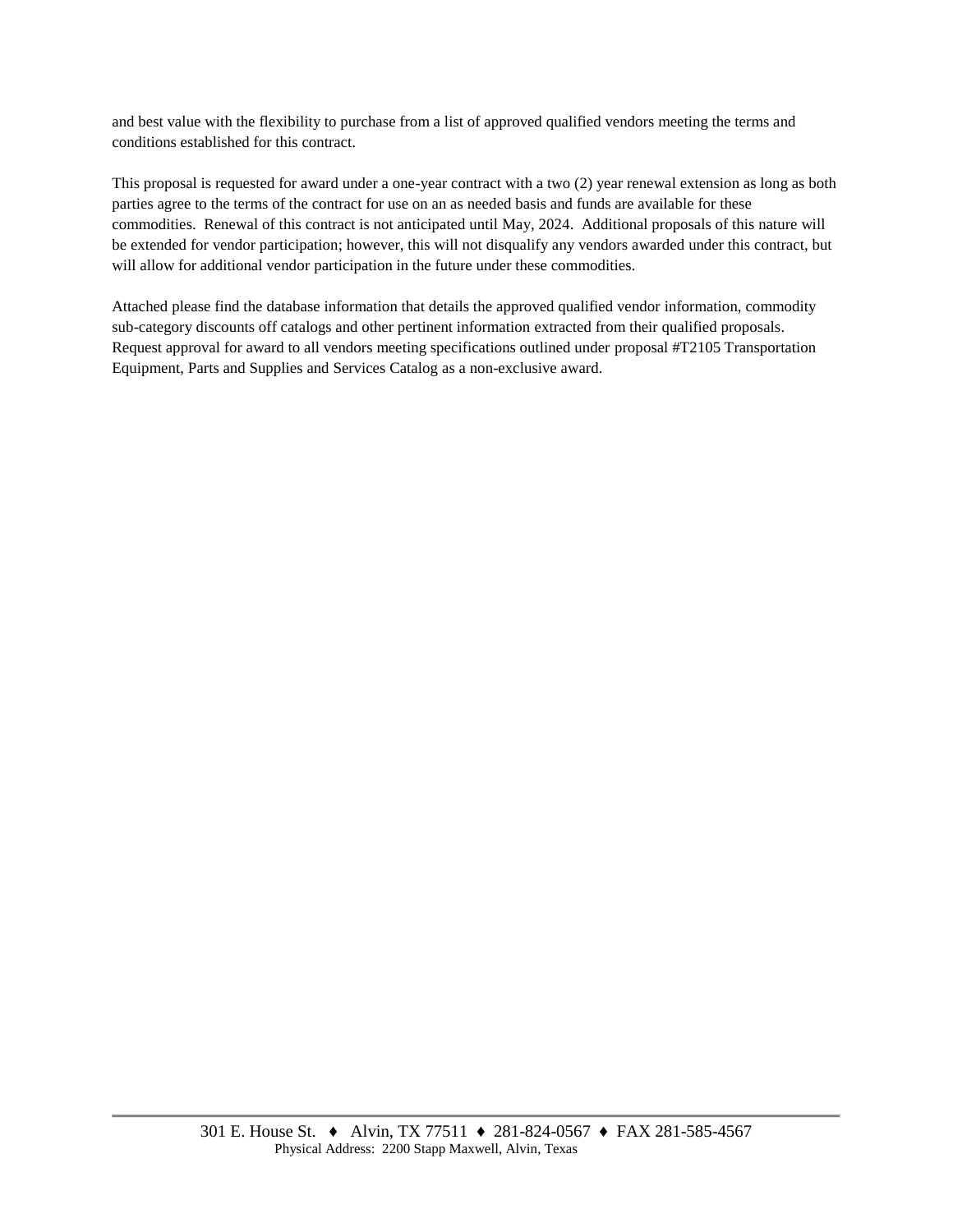and best value with the flexibility to purchase from a list of approved qualified vendors meeting the terms and conditions established for this contract.

This proposal is requested for award under a one-year contract with a two (2) year renewal extension as long as both parties agree to the terms of the contract for use on an as needed basis and funds are available for these commodities. Renewal of this contract is not anticipated until May, 2024. Additional proposals of this nature will be extended for vendor participation; however, this will not disqualify any vendors awarded under this contract, but will allow for additional vendor participation in the future under these commodities.

Attached please find the database information that details the approved qualified vendor information, commodity sub-category discounts off catalogs and other pertinent information extracted from their qualified proposals. Request approval for award to all vendors meeting specifications outlined under proposal #T2105 Transportation Equipment, Parts and Supplies and Services Catalog as a non-exclusive award.